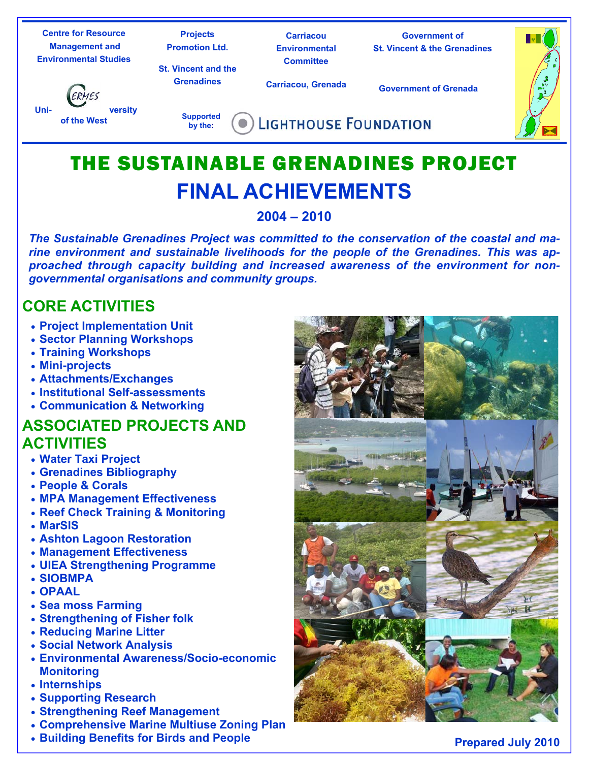Centre for Resource Management and Environmental Studies

University of the West

Projects Promotion Ltd.

St. Vincent and the Grenadines

Carriacou Environmental Committee

Carriacou, Grenada

Government of St. Vincent & the Grenadines

Government of Grenada

Supported by the: LIGHTHOUSE FOUNDATION

# THE SUSTAINABLE GRENADINES PROJECT

# FINAL ACHIEVEMENTS

## 2004 – 2010

***The Sustainable Grenadines Project was committed to the conservation of the coastal and marine environment and sustainable livelihoods for the people of the Grenadines. This was approached through capacity building and increased awareness of the environment for non-governmental organisations and community groups.***

## CORE ACTIVITIES

- Project Implementation Unit
- Sector Planning Workshops
- Training Workshops
- Mini-projects
- Attachments/Exchanges
- Institutional Self-assessments
- Communication & Networking

## ASSOCIATED PROJECTS AND ACTIVITIES

- Water Taxi Project
- Grenadines Bibliography
- People & Corals
- MPA Management Effectiveness
- Reef Check Training & Monitoring
- MarSIS
- Ashton Lagoon Restoration
- Management Effectiveness
- UIEA Strengthening Programme
- SIOBMPA
- OPAAL
- Sea moss Farming
- Strengthening of Fisher folk
- Reducing Marine Litter
- Social Network Analysis
- Environmental Awareness/Socio-economic Monitoring
- Internships
- Supporting Research
- Strengthening Reef Management
- Comprehensive Marine Multiuse Zoning Plan
- Building Benefits for Birds and People

**Prepared July 2010**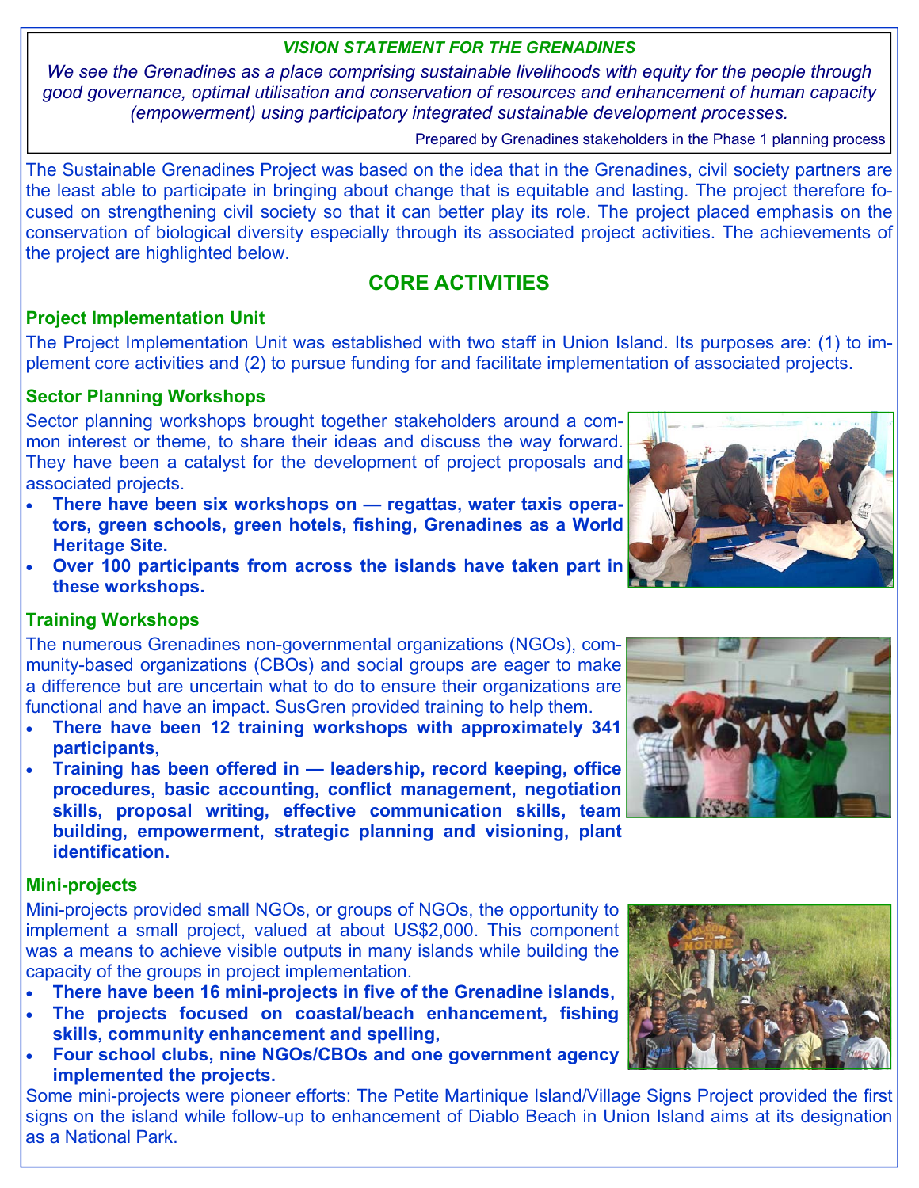***VISION STATEMENT FOR THE GRENADINES***

*We see the Grenadines as a place comprising sustainable livelihoods with equity for the people through good governance, optimal utilisation and conservation of resources and enhancement of human capacity (empowerment) using participatory integrated sustainable development processes.*

Prepared by Grenadines stakeholders in the Phase 1 planning process

The Sustainable Grenadines Project was based on the idea that in the Grenadines, civil society partners are the least able to participate in bringing about change that is equitable and lasting. The project therefore focused on strengthening civil society so that it can better play its role. The project placed emphasis on the conservation of biological diversity especially through its associated project activities. The achievements of the project are highlighted below.

## CORE ACTIVITIES

### Project Implementation Unit

The Project Implementation Unit was established with two staff in Union Island. Its purposes are: (1) to implement core activities and (2) to pursue funding for and facilitate implementation of associated projects.

### Sector Planning Workshops

Sector planning workshops brought together stakeholders around a common interest or theme, to share their ideas and discuss the way forward. They have been a catalyst for the development of project proposals and associated projects.

- **There have been six workshops on — regattas, water taxis operators, green schools, green hotels, fishing, Grenadines as a World Heritage Site.**
- **Over 100 participants from across the islands have taken part in these workshops.**

### Training Workshops

The numerous Grenadines non-governmental organizations (NGOs), community-based organizations (CBOs) and social groups are eager to make a difference but are uncertain what to do to ensure their organizations are functional and have an impact. SusGren provided training to help them.

- **There have been 12 training workshops with approximately 341 participants,**
- **Training has been offered in — leadership, record keeping, office procedures, basic accounting, conflict management, negotiation skills, proposal writing, effective communication skills, team building, empowerment, strategic planning and visioning, plant identification.**

### Mini-projects

Mini-projects provided small NGOs, or groups of NGOs, the opportunity to implement a small project, valued at about US$2,000. This component was a means to achieve visible outputs in many islands while building the capacity of the groups in project implementation.

- **There have been 16 mini-projects in five of the Grenadine islands,**
- **The projects focused on coastal/beach enhancement, fishing skills, community enhancement and spelling,**
- **Four school clubs, nine NGOs/CBOs and one government agency implemented the projects.**

Some mini-projects were pioneer efforts: The Petite Martinique Island/Village Signs Project provided the first signs on the island while follow-up to enhancement of Diablo Beach in Union Island aims at its designation as a National Park.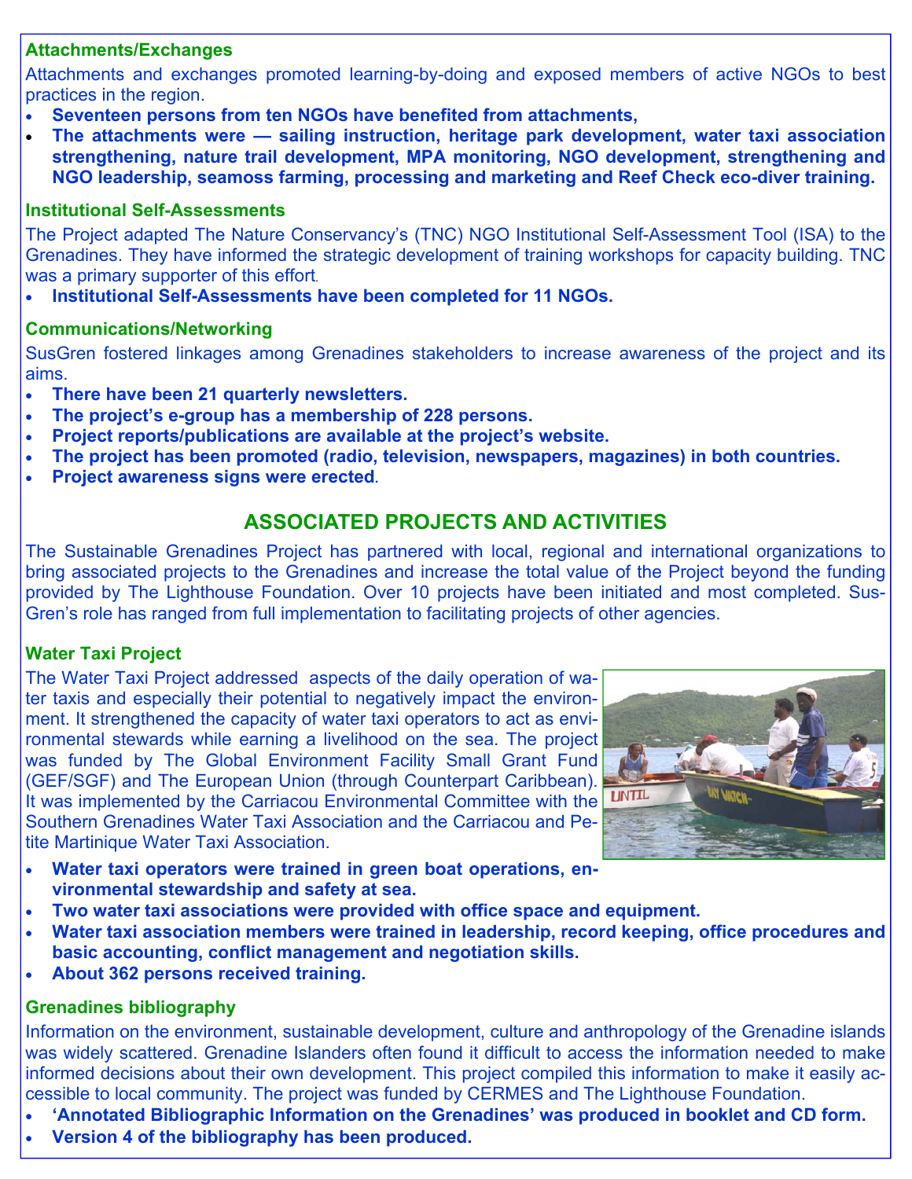### Attachments/Exchanges

Attachments and exchanges promoted learning-by-doing and exposed members of active NGOs to best practices in the region.

- **Seventeen persons from ten NGOs have benefited from attachments,**
- **The attachments were — sailing instruction, heritage park development, water taxi association strengthening, nature trail development, MPA monitoring, NGO development, strengthening and NGO leadership, seamoss farming, processing and marketing and Reef Check eco-diver training.**

### Institutional Self-Assessments

The Project adapted The Nature Conservancy's (TNC) NGO Institutional Self-Assessment Tool (ISA) to the Grenadines. They have informed the strategic development of training workshops for capacity building. TNC was a primary supporter of this effort.

- **Institutional Self-Assessments have been completed for 11 NGOs.**

### Communications/Networking

SusGren fostered linkages among Grenadines stakeholders to increase awareness of the project and its aims.

- **There have been 21 quarterly newsletters.**
- **The project's e-group has a membership of 228 persons.**
- **Project reports/publications are available at the project's website.**
- **The project has been promoted (radio, television, newspapers, magazines) in both countries.**
- **Project awareness signs were erected**.

## ASSOCIATED PROJECTS AND ACTIVITIES

The Sustainable Grenadines Project has partnered with local, regional and international organizations to bring associated projects to the Grenadines and increase the total value of the Project beyond the funding provided by The Lighthouse Foundation. Over 10 projects have been initiated and most completed. SusGren's role has ranged from full implementation to facilitating projects of other agencies.

### Water Taxi Project

The Water Taxi Project addressed aspects of the daily operation of water taxis and especially their potential to negatively impact the environment. It strengthened the capacity of water taxi operators to act as environmental stewards while earning a livelihood on the sea. The project was funded by The Global Environment Facility Small Grant Fund (GEF/SGF) and The European Union (through Counterpart Caribbean). It was implemented by the Carriacou Environmental Committee with the Southern Grenadines Water Taxi Association and the Carriacou and Petite Martinique Water Taxi Association.

- **Water taxi operators were trained in green boat operations, environmental stewardship and safety at sea.**
- **Two water taxi associations were provided with office space and equipment.**
- **Water taxi association members were trained in leadership, record keeping, office procedures and basic accounting, conflict management and negotiation skills.**
- **About 362 persons received training.**

### Grenadines bibliography

Information on the environment, sustainable development, culture and anthropology of the Grenadine islands was widely scattered. Grenadine Islanders often found it difficult to access the information needed to make informed decisions about their own development. This project compiled this information to make it easily accessible to local community. The project was funded by CERMES and The Lighthouse Foundation.

- **'Annotated Bibliographic Information on the Grenadines' was produced in booklet and CD form.**
- **Version 4 of the bibliography has been produced.**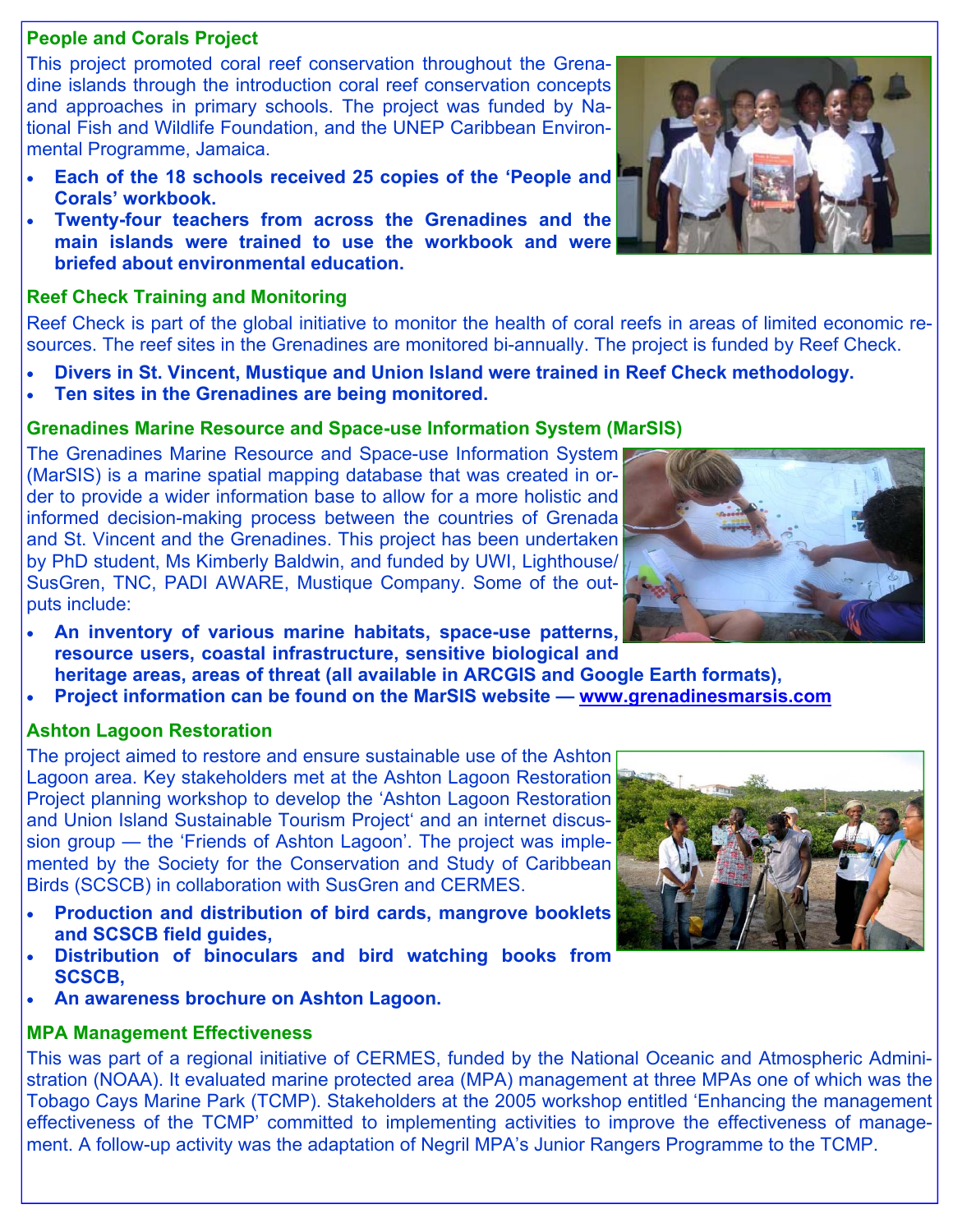### People and Corals Project

This project promoted coral reef conservation throughout the Grenadine islands through the introduction coral reef conservation concepts and approaches in primary schools. The project was funded by National Fish and Wildlife Foundation, and the UNEP Caribbean Environmental Programme, Jamaica.

- **Each of the 18 schools received 25 copies of the 'People and Corals' workbook.**
- **Twenty-four teachers from across the Grenadines and the main islands were trained to use the workbook and were briefed about environmental education.**

### Reef Check Training and Monitoring

Reef Check is part of the global initiative to monitor the health of coral reefs in areas of limited economic resources. The reef sites in the Grenadines are monitored bi-annually. The project is funded by Reef Check.

- **Divers in St. Vincent, Mustique and Union Island were trained in Reef Check methodology.**
- **Ten sites in the Grenadines are being monitored.**

### Grenadines Marine Resource and Space-use Information System (MarSIS)

The Grenadines Marine Resource and Space-use Information System (MarSIS) is a marine spatial mapping database that was created in order to provide a wider information base to allow for a more holistic and informed decision-making process between the countries of Grenada and St. Vincent and the Grenadines. This project has been undertaken by PhD student, Ms Kimberly Baldwin, and funded by UWI, Lighthouse/ SusGren, TNC, PADI AWARE, Mustique Company. Some of the outputs include:

- **An inventory of various marine habitats, space-use patterns, resource users, coastal infrastructure, sensitive biological and heritage areas, areas of threat (all available in ARCGIS and Google Earth formats),**
- **Project information can be found on the MarSIS website — www.grenadinesmarsis.com**

### Ashton Lagoon Restoration

The project aimed to restore and ensure sustainable use of the Ashton Lagoon area. Key stakeholders met at the Ashton Lagoon Restoration Project planning workshop to develop the 'Ashton Lagoon Restoration and Union Island Sustainable Tourism Project' and an internet discussion group — the 'Friends of Ashton Lagoon'. The project was implemented by the Society for the Conservation and Study of Caribbean Birds (SCSCB) in collaboration with SusGren and CERMES.

- **Production and distribution of bird cards, mangrove booklets and SCSCB field guides,**
- **Distribution of binoculars and bird watching books from SCSCB,**
- **An awareness brochure on Ashton Lagoon.**

### MPA Management Effectiveness

This was part of a regional initiative of CERMES, funded by the National Oceanic and Atmospheric Administration (NOAA). It evaluated marine protected area (MPA) management at three MPAs one of which was the Tobago Cays Marine Park (TCMP). Stakeholders at the 2005 workshop entitled 'Enhancing the management effectiveness of the TCMP' committed to implementing activities to improve the effectiveness of management. A follow-up activity was the adaptation of Negril MPA's Junior Rangers Programme to the TCMP.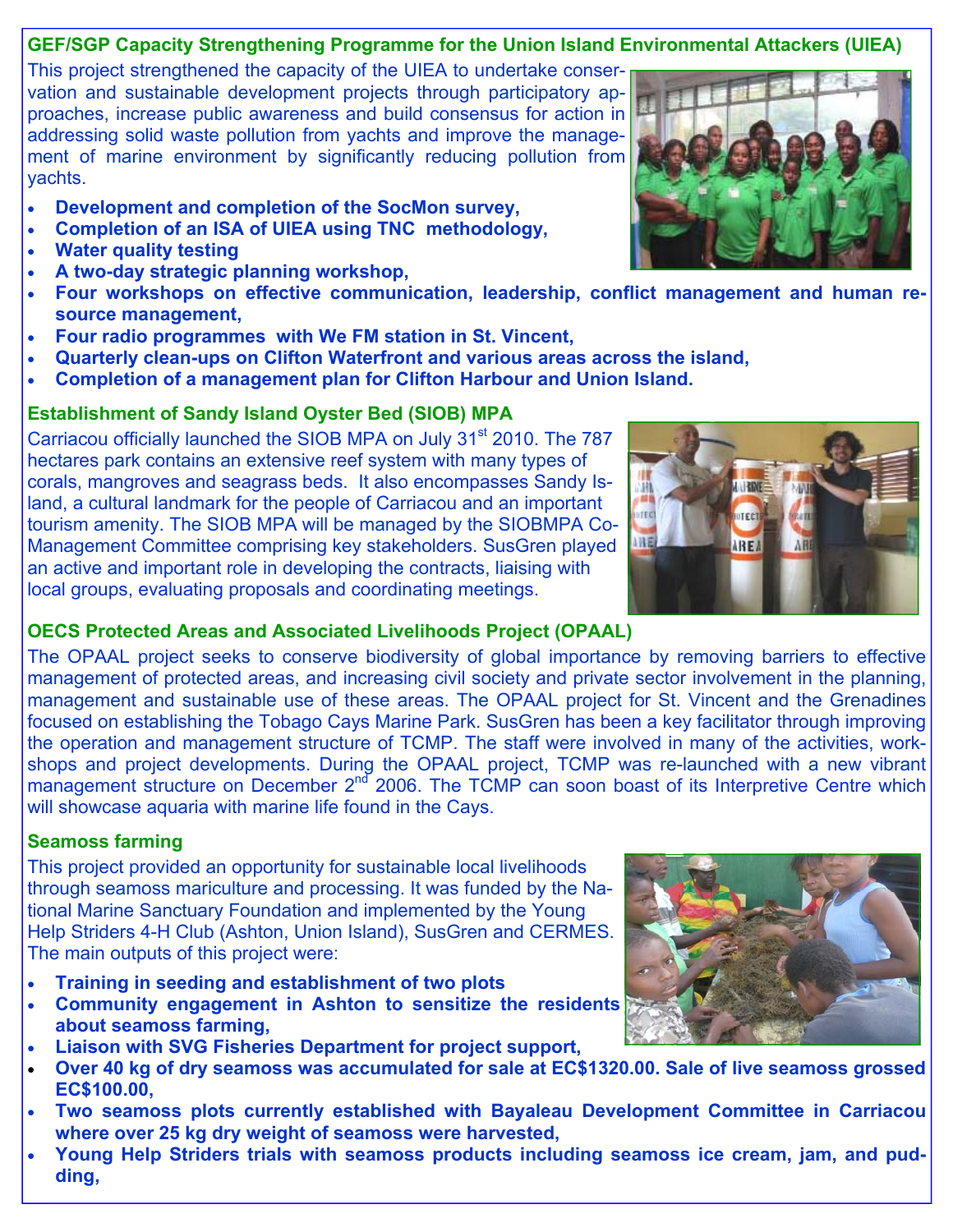## GEF/SGP Capacity Strengthening Programme for the Union Island Environmental Attackers (UIEA)

This project strengthened the capacity of the UIEA to undertake conservation and sustainable development projects through participatory approaches, increase public awareness and build consensus for action in addressing solid waste pollution from yachts and improve the management of marine environment by significantly reducing pollution from yachts.

- **Development and completion of the SocMon survey,**
- **Completion of an ISA of UIEA using TNC methodology,**
- **Water quality testing**
- **A two-day strategic planning workshop,**
- **Four workshops on effective communication, leadership, conflict management and human resource management,**
- **Four radio programmes with We FM station in St. Vincent,**
- **Quarterly clean-ups on Clifton Waterfront and various areas across the island,**
- **Completion of a management plan for Clifton Harbour and Union Island.**

## Establishment of Sandy Island Oyster Bed (SIOB) MPA

Carriacou officially launched the SIOB MPA on July 31st 2010. The 787 hectares park contains an extensive reef system with many types of corals, mangroves and seagrass beds. It also encompasses Sandy Island, a cultural landmark for the people of Carriacou and an important tourism amenity. The SIOB MPA will be managed by the SIOBMPA Co-Management Committee comprising key stakeholders. SusGren played an active and important role in developing the contracts, liaising with local groups, evaluating proposals and coordinating meetings.

## OECS Protected Areas and Associated Livelihoods Project (OPAAL)

The OPAAL project seeks to conserve biodiversity of global importance by removing barriers to effective management of protected areas, and increasing civil society and private sector involvement in the planning, management and sustainable use of these areas. The OPAAL project for St. Vincent and the Grenadines focused on establishing the Tobago Cays Marine Park. SusGren has been a key facilitator through improving the operation and management structure of TCMP. The staff were involved in many of the activities, workshops and project developments. During the OPAAL project, TCMP was re-launched with a new vibrant management structure on December 2nd 2006. The TCMP can soon boast of its Interpretive Centre which will showcase aquaria with marine life found in the Cays.

## Seamoss farming

This project provided an opportunity for sustainable local livelihoods through seamoss mariculture and processing. It was funded by the National Marine Sanctuary Foundation and implemented by the Young Help Striders 4-H Club (Ashton, Union Island), SusGren and CERMES. The main outputs of this project were:

- **Training in seeding and establishment of two plots**
- **Community engagement in Ashton to sensitize the residents about seamoss farming,**
- **Liaison with SVG Fisheries Department for project support,**
- **Over 40 kg of dry seamoss was accumulated for sale at EC$1320.00. Sale of live seamoss grossed EC$100.00,**
- **Two seamoss plots currently established with Bayaleau Development Committee in Carriacou where over 25 kg dry weight of seamoss were harvested,**
- **Young Help Striders trials with seamoss products including seamoss ice cream, jam, and pudding,**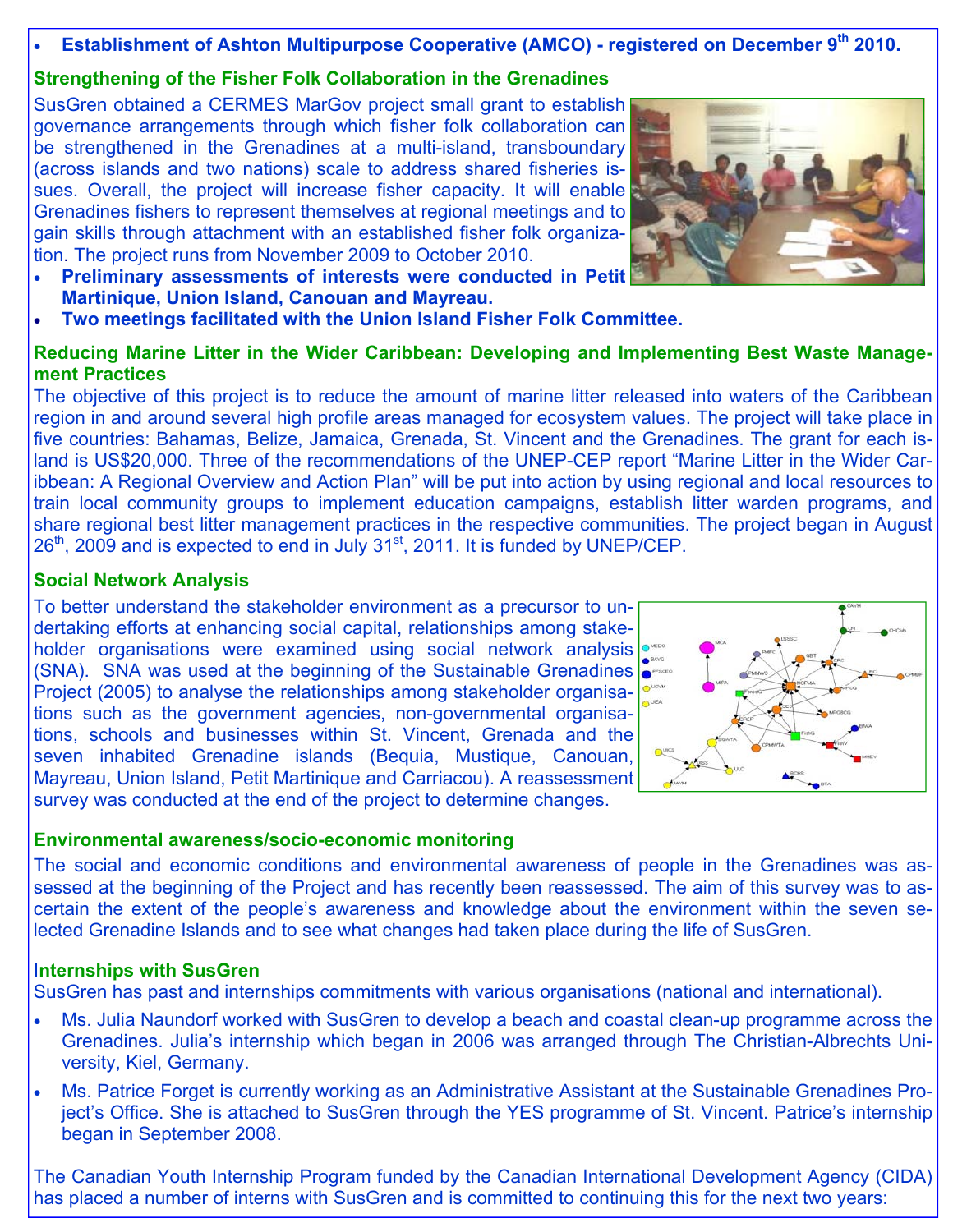- **Establishment of Ashton Multipurpose Cooperative (AMCO) - registered on December 9th 2010.**

### Strengthening of the Fisher Folk Collaboration in the Grenadines

SusGren obtained a CERMES MarGov project small grant to establish governance arrangements through which fisher folk collaboration can be strengthened in the Grenadines at a multi-island, transboundary (across islands and two nations) scale to address shared fisheries issues. Overall, the project will increase fisher capacity. It will enable Grenadines fishers to represent themselves at regional meetings and to gain skills through attachment with an established fisher folk organization. The project runs from November 2009 to October 2010.

- **Preliminary assessments of interests were conducted in Petit Martinique, Union Island, Canouan and Mayreau.**
- **Two meetings facilitated with the Union Island Fisher Folk Committee.**

### Reducing Marine Litter in the Wider Caribbean: Developing and Implementing Best Waste Management Practices

The objective of this project is to reduce the amount of marine litter released into waters of the Caribbean region in and around several high profile areas managed for ecosystem values. The project will take place in five countries: Bahamas, Belize, Jamaica, Grenada, St. Vincent and the Grenadines. The grant for each island is US$20,000. Three of the recommendations of the UNEP-CEP report "Marine Litter in the Wider Caribbean: A Regional Overview and Action Plan" will be put into action by using regional and local resources to train local community groups to implement education campaigns, establish litter warden programs, and share regional best litter management practices in the respective communities. The project began in August 26th, 2009 and is expected to end in July 31st, 2011. It is funded by UNEP/CEP.

### Social Network Analysis

To better understand the stakeholder environment as a precursor to undertaking efforts at enhancing social capital, relationships among stakeholder organisations were examined using social network analysis (SNA). SNA was used at the beginning of the Sustainable Grenadines Project (2005) to analyse the relationships among stakeholder organisations such as the government agencies, non-governmental organisations, schools and businesses within St. Vincent, Grenada and the seven inhabited Grenadine islands (Bequia, Mustique, Canouan, Mayreau, Union Island, Petit Martinique and Carriacou). A reassessment survey was conducted at the end of the project to determine changes.

### Environmental awareness/socio-economic monitoring

The social and economic conditions and environmental awareness of people in the Grenadines was assessed at the beginning of the Project and has recently been reassessed. The aim of this survey was to ascertain the extent of the people's awareness and knowledge about the environment within the seven selected Grenadine Islands and to see what changes had taken place during the life of SusGren.

### Internships with SusGren

SusGren has past and internships commitments with various organisations (national and international).

- Ms. Julia Naundorf worked with SusGren to develop a beach and coastal clean-up programme across the Grenadines. Julia's internship which began in 2006 was arranged through The Christian-Albrechts University, Kiel, Germany.
- Ms. Patrice Forget is currently working as an Administrative Assistant at the Sustainable Grenadines Project's Office. She is attached to SusGren through the YES programme of St. Vincent. Patrice's internship began in September 2008.

The Canadian Youth Internship Program funded by the Canadian International Development Agency (CIDA) has placed a number of interns with SusGren and is committed to continuing this for the next two years: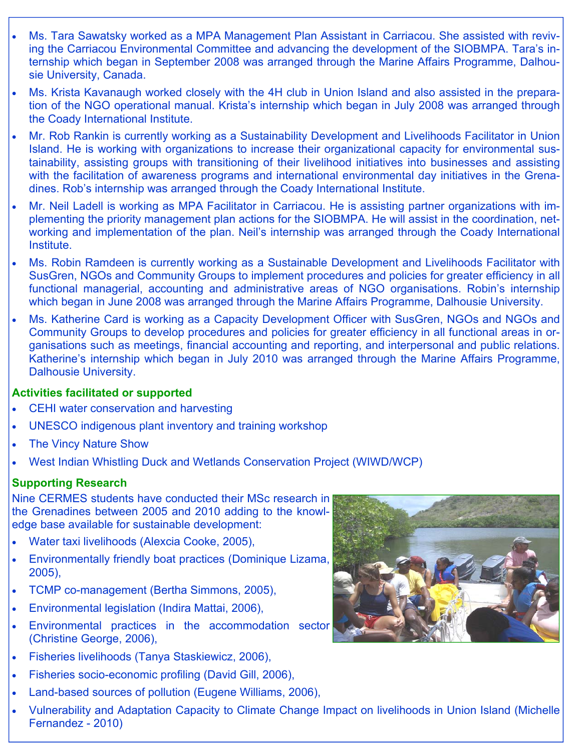- Ms. Tara Sawatsky worked as a MPA Management Plan Assistant in Carriacou. She assisted with reviving the Carriacou Environmental Committee and advancing the development of the SIOBMPA. Tara's internship which began in September 2008 was arranged through the Marine Affairs Programme, Dalhousie University, Canada.
- Ms. Krista Kavanaugh worked closely with the 4H club in Union Island and also assisted in the preparation of the NGO operational manual. Krista's internship which began in July 2008 was arranged through the Coady International Institute.
- Mr. Rob Rankin is currently working as a Sustainability Development and Livelihoods Facilitator in Union Island. He is working with organizations to increase their organizational capacity for environmental sustainability, assisting groups with transitioning of their livelihood initiatives into businesses and assisting with the facilitation of awareness programs and international environmental day initiatives in the Grenadines. Rob's internship was arranged through the Coady International Institute.
- Mr. Neil Ladell is working as MPA Facilitator in Carriacou. He is assisting partner organizations with implementing the priority management plan actions for the SIOBMPA. He will assist in the coordination, networking and implementation of the plan. Neil's internship was arranged through the Coady International Institute.
- Ms. Robin Ramdeen is currently working as a Sustainable Development and Livelihoods Facilitator with SusGren, NGOs and Community Groups to implement procedures and policies for greater efficiency in all functional managerial, accounting and administrative areas of NGO organisations. Robin's internship which began in June 2008 was arranged through the Marine Affairs Programme, Dalhousie University.
- Ms. Katherine Card is working as a Capacity Development Officer with SusGren, NGOs and NGOs and Community Groups to develop procedures and policies for greater efficiency in all functional areas in organisations such as meetings, financial accounting and reporting, and interpersonal and public relations. Katherine's internship which began in July 2010 was arranged through the Marine Affairs Programme, Dalhousie University.

### Activities facilitated or supported

- CEHI water conservation and harvesting
- UNESCO indigenous plant inventory and training workshop
- The Vincy Nature Show
- West Indian Whistling Duck and Wetlands Conservation Project (WIWD/WCP)

### Supporting Research

Nine CERMES students have conducted their MSc research in the Grenadines between 2005 and 2010 adding to the knowledge base available for sustainable development:

- Water taxi livelihoods (Alexcia Cooke, 2005),
- Environmentally friendly boat practices (Dominique Lizama, 2005),
- TCMP co-management (Bertha Simmons, 2005),
- Environmental legislation (Indira Mattai, 2006),
- Environmental practices in the accommodation sector (Christine George, 2006),
- Fisheries livelihoods (Tanya Staskiewicz, 2006),
- Fisheries socio-economic profiling (David Gill, 2006),
- Land-based sources of pollution (Eugene Williams, 2006),
- Vulnerability and Adaptation Capacity to Climate Change Impact on livelihoods in Union Island (Michelle Fernandez - 2010)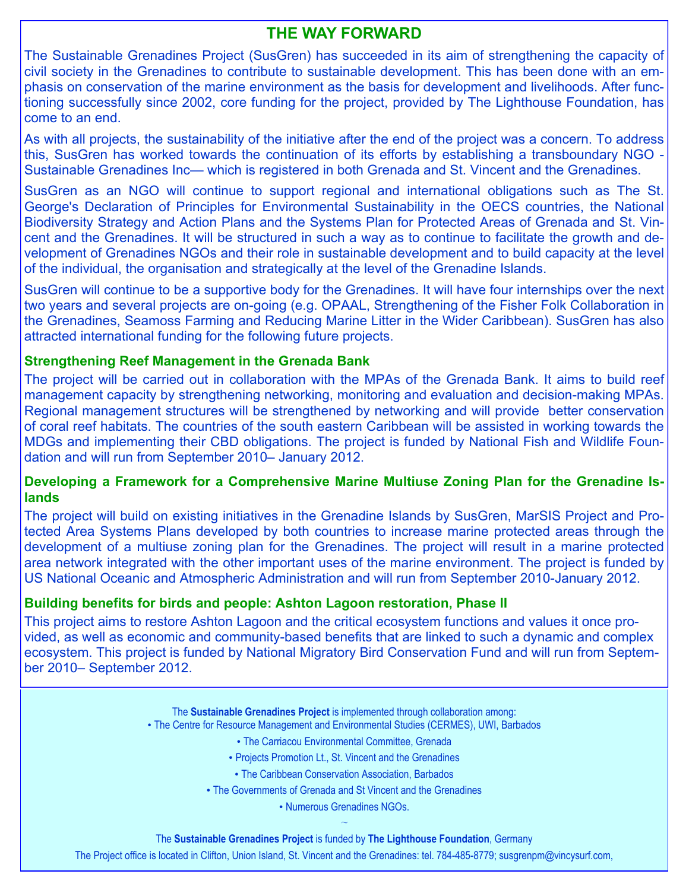# THE WAY FORWARD

The Sustainable Grenadines Project (SusGren) has succeeded in its aim of strengthening the capacity of civil society in the Grenadines to contribute to sustainable development. This has been done with an emphasis on conservation of the marine environment as the basis for development and livelihoods. After functioning successfully since 2002, core funding for the project, provided by The Lighthouse Foundation, has come to an end.

As with all projects, the sustainability of the initiative after the end of the project was a concern. To address this, SusGren has worked towards the continuation of its efforts by establishing a transboundary NGO - Sustainable Grenadines Inc— which is registered in both Grenada and St. Vincent and the Grenadines.

SusGren as an NGO will continue to support regional and international obligations such as The St. George's Declaration of Principles for Environmental Sustainability in the OECS countries, the National Biodiversity Strategy and Action Plans and the Systems Plan for Protected Areas of Grenada and St. Vincent and the Grenadines. It will be structured in such a way as to continue to facilitate the growth and development of Grenadines NGOs and their role in sustainable development and to build capacity at the level of the individual, the organisation and strategically at the level of the Grenadine Islands.

SusGren will continue to be a supportive body for the Grenadines. It will have four internships over the next two years and several projects are on-going (e.g. OPAAL, Strengthening of the Fisher Folk Collaboration in the Grenadines, Seamoss Farming and Reducing Marine Litter in the Wider Caribbean). SusGren has also attracted international funding for the following future projects.

## Strengthening Reef Management in the Grenada Bank

The project will be carried out in collaboration with the MPAs of the Grenada Bank. It aims to build reef management capacity by strengthening networking, monitoring and evaluation and decision-making MPAs. Regional management structures will be strengthened by networking and will provide better conservation of coral reef habitats. The countries of the south eastern Caribbean will be assisted in working towards the MDGs and implementing their CBD obligations. The project is funded by National Fish and Wildlife Foundation and will run from September 2010– January 2012.

## Developing a Framework for a Comprehensive Marine Multiuse Zoning Plan for the Grenadine Islands

The project will build on existing initiatives in the Grenadine Islands by SusGren, MarSIS Project and Protected Area Systems Plans developed by both countries to increase marine protected areas through the development of a multiuse zoning plan for the Grenadines. The project will result in a marine protected area network integrated with the other important uses of the marine environment. The project is funded by US National Oceanic and Atmospheric Administration and will run from September 2010-January 2012.

## Building benefits for birds and people: Ashton Lagoon restoration, Phase II

This project aims to restore Ashton Lagoon and the critical ecosystem functions and values it once provided, as well as economic and community-based benefits that are linked to such a dynamic and complex ecosystem. This project is funded by National Migratory Bird Conservation Fund and will run from September 2010– September 2012.

---

The **Sustainable Grenadines Project** is implemented through collaboration among:

- The Centre for Resource Management and Environmental Studies (CERMES), UWI, Barbados
- The Carriacou Environmental Committee, Grenada
- Projects Promotion Lt., St. Vincent and the Grenadines
- The Caribbean Conservation Association, Barbados
- The Governments of Grenada and St Vincent and the Grenadines
- Numerous Grenadines NGOs.

~

The **Sustainable Grenadines Project** is funded by **The Lighthouse Foundation**, Germany

The Project office is located in Clifton, Union Island, St. Vincent and the Grenadines: tel. 784-485-8779; susgrenpm@vincysurf.com,